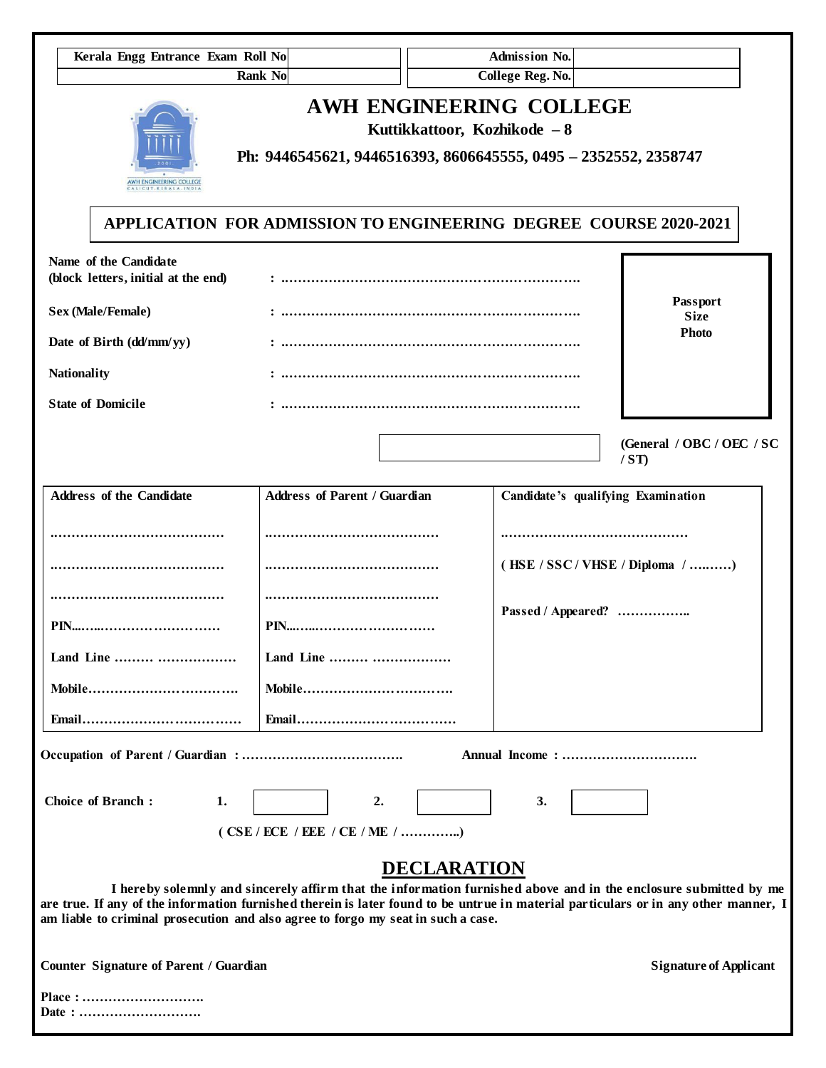| Kerala Engg Entrance Exam Roll No | | Admission No. | |
|---|---|---|---|
| Rank No | | College Reg. No. | |

# AWH ENGINEERING COLLEGE

**Kuttikkattoor, Kozhikode – 8**

**Ph: 9446545621, 9446516393, 8606645555, 0495 – 2352552, 2358747**

## APPLICATION FOR ADMISSION TO ENGINEERING DEGREE COURSE 2020-2021

**Name of the Candidate (block letters, initial at the end)** : ……………………………………………………………

**Sex (Male/Female)** : ……………………………………………………………

**Date of Birth (dd/mm/yy)** : ……………………………………………………………

**Nationality** : ……………………………………………………………

**State of Domicile** : ……………………………………………………………

**Passport Size Photo**

**(General / OBC / OEC / SC / ST)**

| Address of the Candidate | Address of Parent / Guardian | Candidate's qualifying Examination |
|---|---|---|
| ………………………………… | ………………………………… | …………………………………… |
| ………………………………… | ………………………………… | ( HSE / SSC / VHSE / Diploma / ………) |
| ………………………………… | ………………………………… | Passed / Appeared? …………….. |
| PIN……………………………… | PIN……………………………… | |
| Land Line ……… ……………… | Land Line ……… ……………… | |
| Mobile……………………………. | Mobile……………………………. | |
| Email……………………………… | Email……………………………… | |

**Occupation of Parent / Guardian : ……………………………….** **Annual Income : ………………………….**

**Choice of Branch :** 1. ______ 2. ______ 3. ______

**( CSE / ECE / EEE / CE / ME / …………..)**

## DECLARATION

**I hereby solemnly and sincerely affirm that the information furnished above and in the enclosure submitted by me are true. If any of the information furnished therein is later found to be untrue in material particulars or in any other manner, I am liable to criminal prosecution and also agree to forgo my seat in such a case.**

**Counter Signature of Parent / Guardian** **Signature of Applicant**

**Place : ……………………….**
**Date : ……………………….**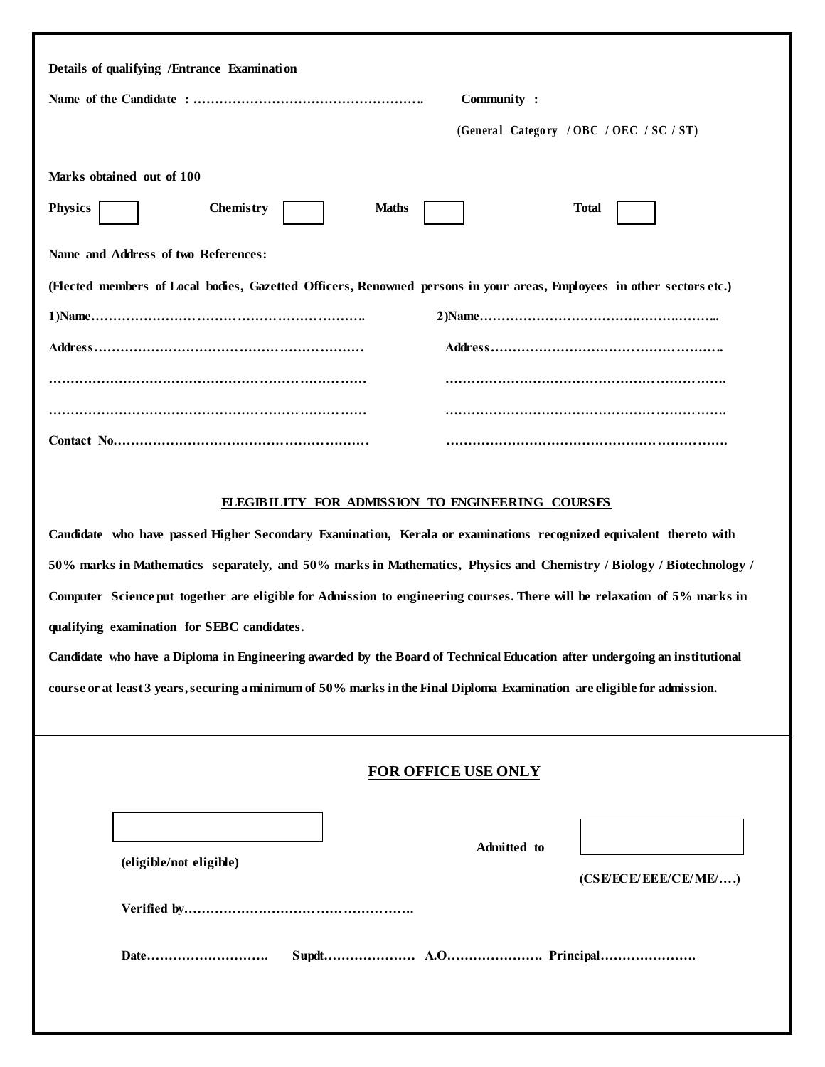**Details of qualifying /Entrance Examination**

**Name of the Candidate : …………………………………………….** **Community :**

**(General Category / OBC / OEC / SC / ST)**

**Marks obtained out of 100**

**Physics** [ ] **Chemistry** [ ] **Maths** [ ] **Total** [ ]

**Name and Address of two References:**

**(Elected members of Local bodies, Gazetted Officers, Renowned persons in your areas, Employees in other sectors etc.)**

**1)Name……………………………………………………..** **2)Name……………………………………………..**

**Address……………………………………………………** **Address…………………………………………….**

**…………………………………………………………….** **……………………………………………………….**

**…………………………………………………………….** **……………………………………………………….**

**Contact No…………………………………………………** **……………………………………………………….**

**ELEGIBILITY FOR ADMISSION TO ENGINEERING COURSES**

**Candidate who have passed Higher Secondary Examination, Kerala or examinations recognized equivalent thereto with 50% marks in Mathematics separately, and 50% marks in Mathematics, Physics and Chemistry / Biology / Biotechnology / Computer Science put together are eligible for Admission to engineering courses. There will be relaxation of 5% marks in qualifying examination for SEBC candidates.**

**Candidate who have a Diploma in Engineering awarded by the Board of Technical Education after undergoing an institutional course or at least 3 years, securing a minimum of 50% marks in the Final Diploma Examination are eligible for admission.**

**FOR OFFICE USE ONLY**

[ ] **(eligible/not eligible)** **Admitted to** [ ] **(CSE/ECE/EEE/CE/ME/….)**

**Verified by…………………………………………….**

**Date……………………….** **Supdt………………….** **A.O………………….** **Principal………………….**